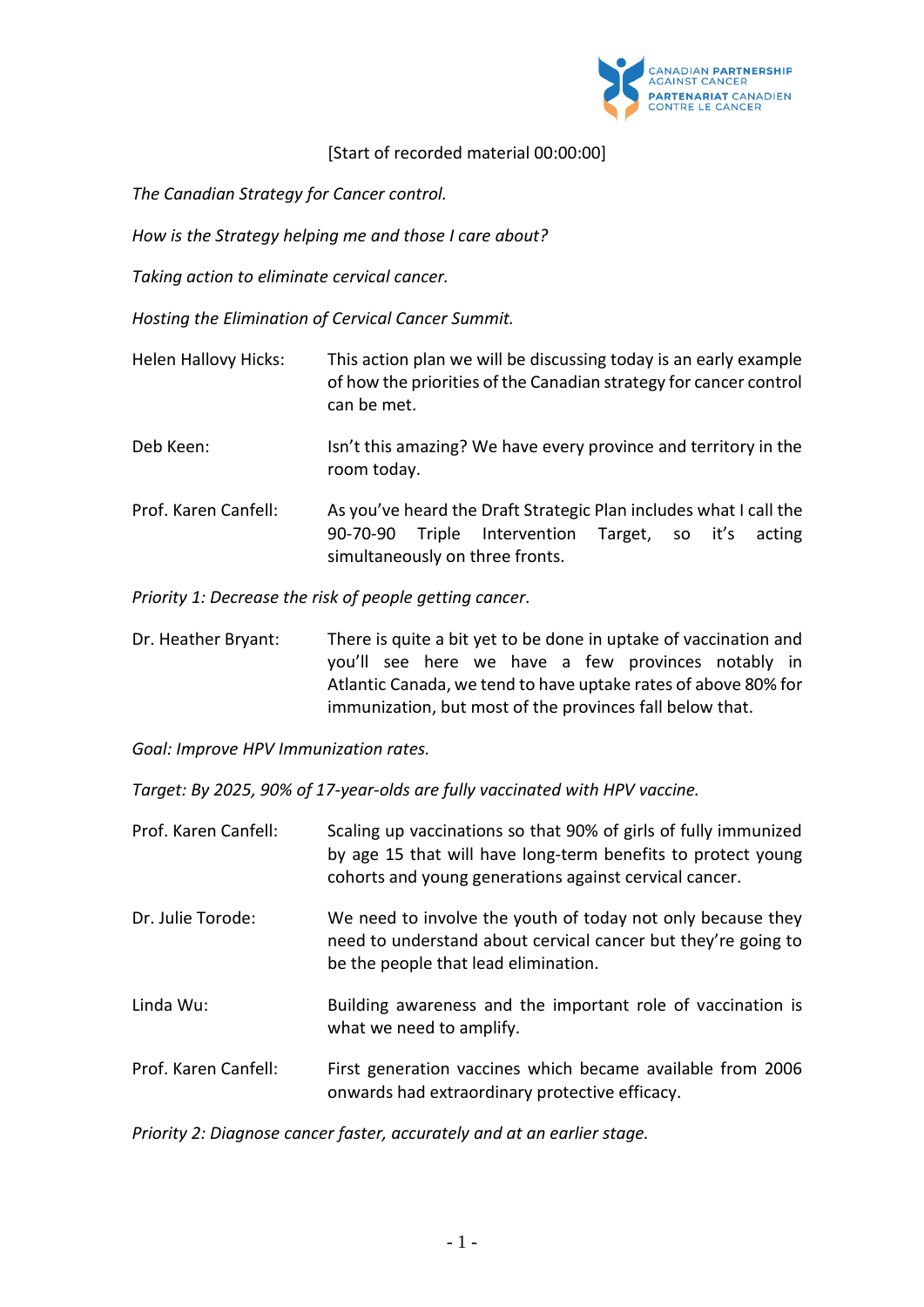[Start of recorded material 00:00:00]

*The Canadian Strategy for Cancer control.*

*How is the Strategy helping me and those I care about?*

*Taking action to eliminate cervical cancer.*

*Hosting the Elimination of Cervical Cancer Summit.*

Helen Hallovy Hicks: This action plan we will be discussing today is an early example of how the priorities of the Canadian strategy for cancer control can be met.

Deb Keen: Isn't this amazing? We have every province and territory in the room today.

Prof. Karen Canfell: As you've heard the Draft Strategic Plan includes what I call the 90-70-90 Triple Intervention Target, so it's acting simultaneously on three fronts.

*Priority 1: Decrease the risk of people getting cancer.*

Dr. Heather Bryant: There is quite a bit yet to be done in uptake of vaccination and you'll see here we have a few provinces notably in Atlantic Canada, we tend to have uptake rates of above 80% for immunization, but most of the provinces fall below that.

*Goal: Improve HPV Immunization rates.*

*Target: By 2025, 90% of 17-year-olds are fully vaccinated with HPV vaccine.*

Prof. Karen Canfell: Scaling up vaccinations so that 90% of girls of fully immunized by age 15 that will have long-term benefits to protect young cohorts and young generations against cervical cancer.

Dr. Julie Torode: We need to involve the youth of today not only because they need to understand about cervical cancer but they're going to be the people that lead elimination.

Linda Wu: Building awareness and the important role of vaccination is what we need to amplify.

Prof. Karen Canfell: First generation vaccines which became available from 2006 onwards had extraordinary protective efficacy.

*Priority 2: Diagnose cancer faster, accurately and at an earlier stage.*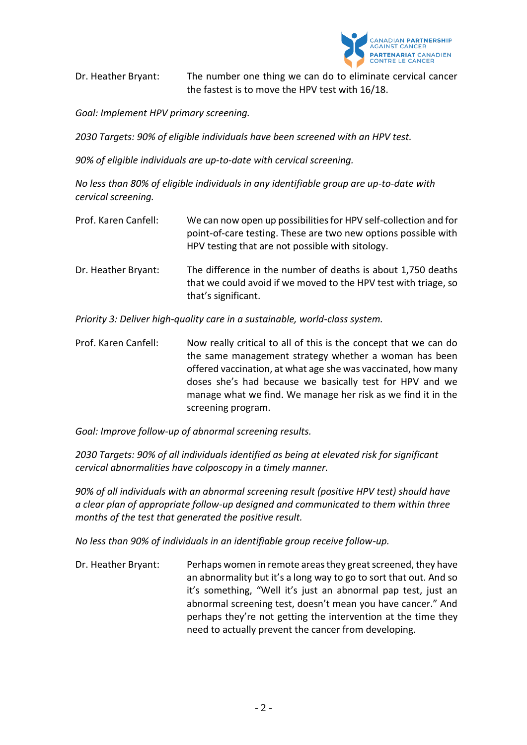Dr. Heather Bryant: The number one thing we can do to eliminate cervical cancer the fastest is to move the HPV test with 16/18.

*Goal: Implement HPV primary screening.*

*2030 Targets: 90% of eligible individuals have been screened with an HPV test.*

*90% of eligible individuals are up-to-date with cervical screening.*

*No less than 80% of eligible individuals in any identifiable group are up-to-date with cervical screening.*

Prof. Karen Canfell: We can now open up possibilities for HPV self-collection and for point-of-care testing. These are two new options possible with HPV testing that are not possible with sitology.

Dr. Heather Bryant: The difference in the number of deaths is about 1,750 deaths that we could avoid if we moved to the HPV test with triage, so that's significant.

*Priority 3: Deliver high-quality care in a sustainable, world-class system.*

Prof. Karen Canfell: Now really critical to all of this is the concept that we can do the same management strategy whether a woman has been offered vaccination, at what age she was vaccinated, how many doses she's had because we basically test for HPV and we manage what we find. We manage her risk as we find it in the screening program.

*Goal: Improve follow-up of abnormal screening results.*

*2030 Targets: 90% of all individuals identified as being at elevated risk for significant cervical abnormalities have colposcopy in a timely manner.*

*90% of all individuals with an abnormal screening result (positive HPV test) should have a clear plan of appropriate follow-up designed and communicated to them within three months of the test that generated the positive result.*

*No less than 90% of individuals in an identifiable group receive follow-up.*

Dr. Heather Bryant: Perhaps women in remote areas they great screened, they have an abnormality but it's a long way to go to sort that out. And so it's something, "Well it's just an abnormal pap test, just an abnormal screening test, doesn't mean you have cancer." And perhaps they're not getting the intervention at the time they need to actually prevent the cancer from developing.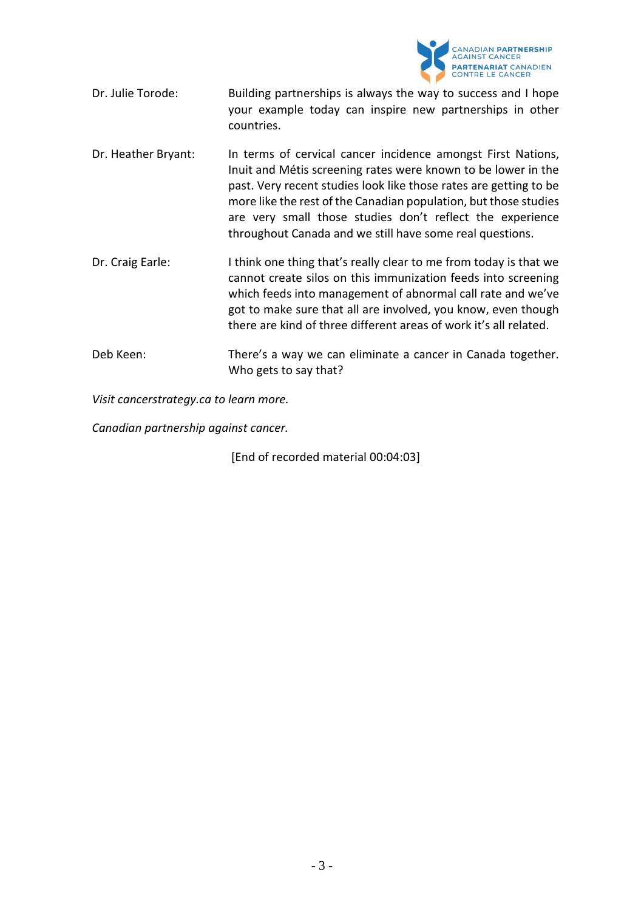Dr. Julie Torode: Building partnerships is always the way to success and I hope your example today can inspire new partnerships in other countries.

Dr. Heather Bryant: In terms of cervical cancer incidence amongst First Nations, Inuit and Métis screening rates were known to be lower in the past. Very recent studies look like those rates are getting to be more like the rest of the Canadian population, but those studies are very small those studies don't reflect the experience throughout Canada and we still have some real questions.

Dr. Craig Earle: I think one thing that's really clear to me from today is that we cannot create silos on this immunization feeds into screening which feeds into management of abnormal call rate and we've got to make sure that all are involved, you know, even though there are kind of three different areas of work it's all related.

Deb Keen: There's a way we can eliminate a cancer in Canada together. Who gets to say that?

*Visit cancerstrategy.ca to learn more.*

*Canadian partnership against cancer.*

[End of recorded material 00:04:03]